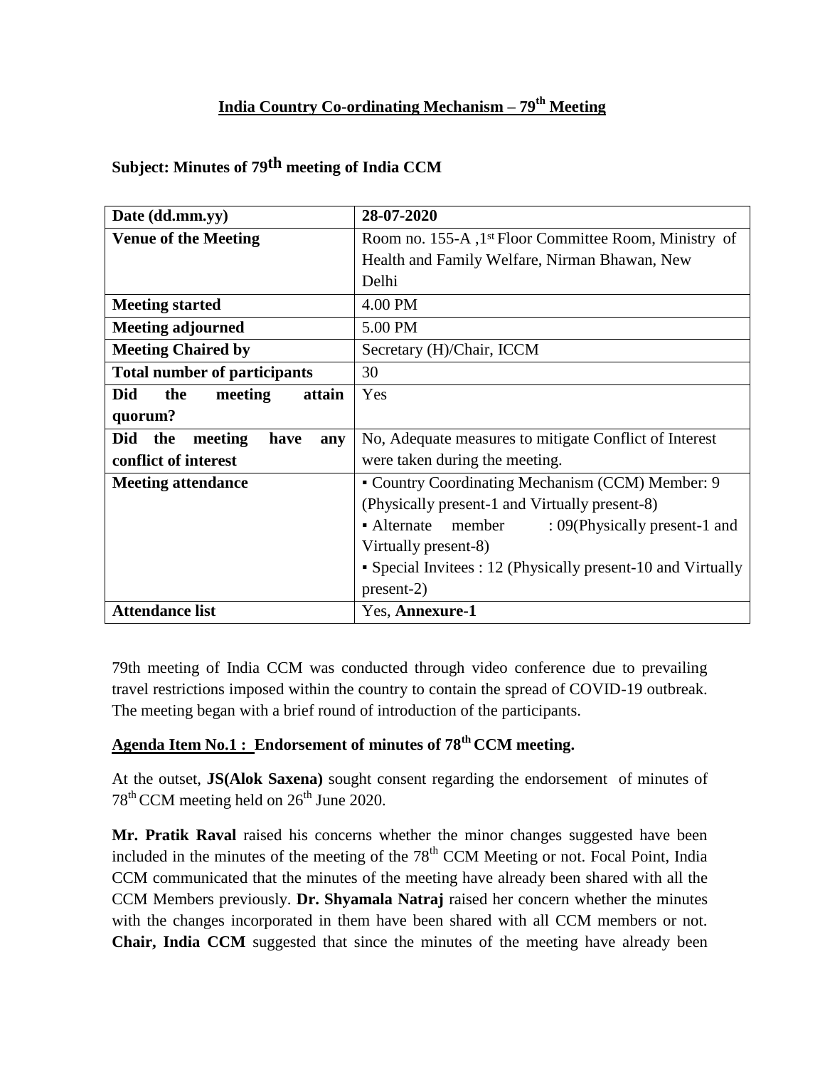## India Country Co-ordinating Mechanism – 79th Meeting

### Subject: Minutes of 79th meeting of India CCM

| Date (dd.mm.yy) | 28-07-2020 |
|---|---|
| **Venue of the Meeting** | Room no. 155-A ,1st Floor Committee Room, Ministry of Health and Family Welfare, Nirman Bhawan, New Delhi |
| **Meeting started** | 4.00 PM |
| **Meeting adjourned** | 5.00 PM |
| **Meeting Chaired by** | Secretary (H)/Chair, ICCM |
| **Total number of participants** | 30 |
| **Did the meeting attain quorum?** | Yes |
| **Did the meeting have any conflict of interest** | No, Adequate measures to mitigate Conflict of Interest were taken during the meeting. |
| **Meeting attendance** | ▪ Country Coordinating Mechanism (CCM) Member: 9 (Physically present-1 and Virtually present-8)<br>▪ Alternate member : 09(Physically present-1 and Virtually present-8)<br>▪ Special Invitees : 12 (Physically present-10 and Virtually present-2) |
| **Attendance list** | Yes, **Annexure-1** |

79th meeting of India CCM was conducted through video conference due to prevailing travel restrictions imposed within the country to contain the spread of COVID-19 outbreak. The meeting began with a brief round of introduction of the participants.

### Agenda Item No.1 : Endorsement of minutes of 78th CCM meeting.

At the outset, **JS(Alok Saxena)** sought consent regarding the endorsement of minutes of 78th CCM meeting held on 26th June 2020.

**Mr. Pratik Raval** raised his concerns whether the minor changes suggested have been included in the minutes of the meeting of the 78th CCM Meeting or not. Focal Point, India CCM communicated that the minutes of the meeting have already been shared with all the CCM Members previously. **Dr. Shyamala Natraj** raised her concern whether the minutes with the changes incorporated in them have been shared with all CCM members or not. **Chair, India CCM** suggested that since the minutes of the meeting have already been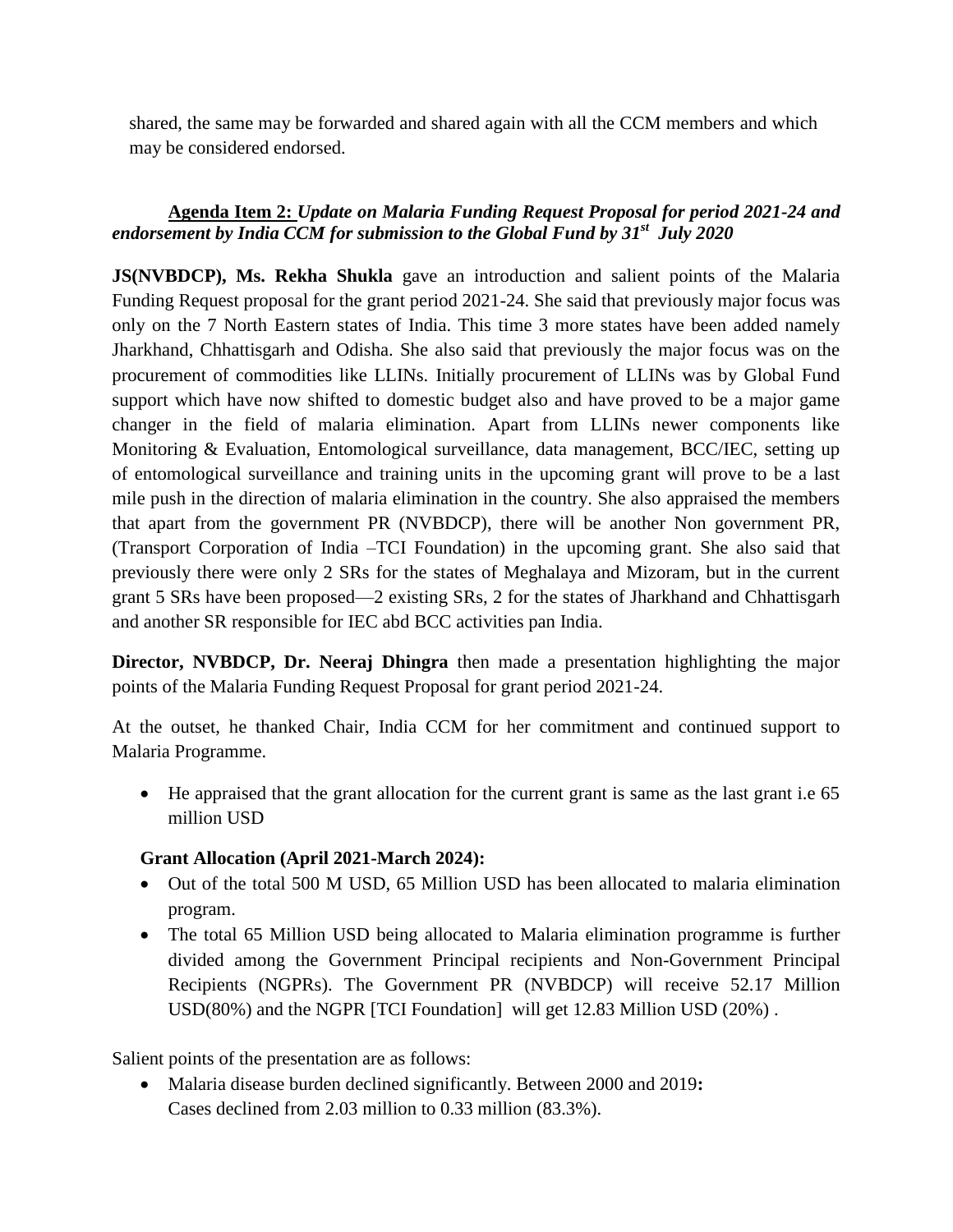shared, the same may be forwarded and shared again with all the CCM members and which may be considered endorsed.

**Agenda Item 2:** ***Update on Malaria Funding Request Proposal for period 2021-24 and endorsement by India CCM for submission to the Global Fund by 31st July 2020***

**JS(NVBDCP), Ms. Rekha Shukla** gave an introduction and salient points of the Malaria Funding Request proposal for the grant period 2021-24. She said that previously major focus was only on the 7 North Eastern states of India. This time 3 more states have been added namely Jharkhand, Chhattisgarh and Odisha. She also said that previously the major focus was on the procurement of commodities like LLINs. Initially procurement of LLINs was by Global Fund support which have now shifted to domestic budget also and have proved to be a major game changer in the field of malaria elimination. Apart from LLINs newer components like Monitoring & Evaluation, Entomological surveillance, data management, BCC/IEC, setting up of entomological surveillance and training units in the upcoming grant will prove to be a last mile push in the direction of malaria elimination in the country. She also appraised the members that apart from the government PR (NVBDCP), there will be another Non government PR, (Transport Corporation of India –TCI Foundation) in the upcoming grant. She also said that previously there were only 2 SRs for the states of Meghalaya and Mizoram, but in the current grant 5 SRs have been proposed—2 existing SRs, 2 for the states of Jharkhand and Chhattisgarh and another SR responsible for IEC abd BCC activities pan India.

**Director, NVBDCP, Dr. Neeraj Dhingra** then made a presentation highlighting the major points of the Malaria Funding Request Proposal for grant period 2021-24.

At the outset, he thanked Chair, India CCM for her commitment and continued support to Malaria Programme.

- He appraised that the grant allocation for the current grant is same as the last grant i.e 65 million USD

**Grant Allocation (April 2021-March 2024):**

- Out of the total 500 M USD, 65 Million USD has been allocated to malaria elimination program.
- The total 65 Million USD being allocated to Malaria elimination programme is further divided among the Government Principal recipients and Non-Government Principal Recipients (NGPRs). The Government PR (NVBDCP) will receive 52.17 Million USD(80%) and the NGPR [TCI Foundation] will get 12.83 Million USD (20%) .

Salient points of the presentation are as follows:

- Malaria disease burden declined significantly. Between 2000 and 2019**:** Cases declined from 2.03 million to 0.33 million (83.3%).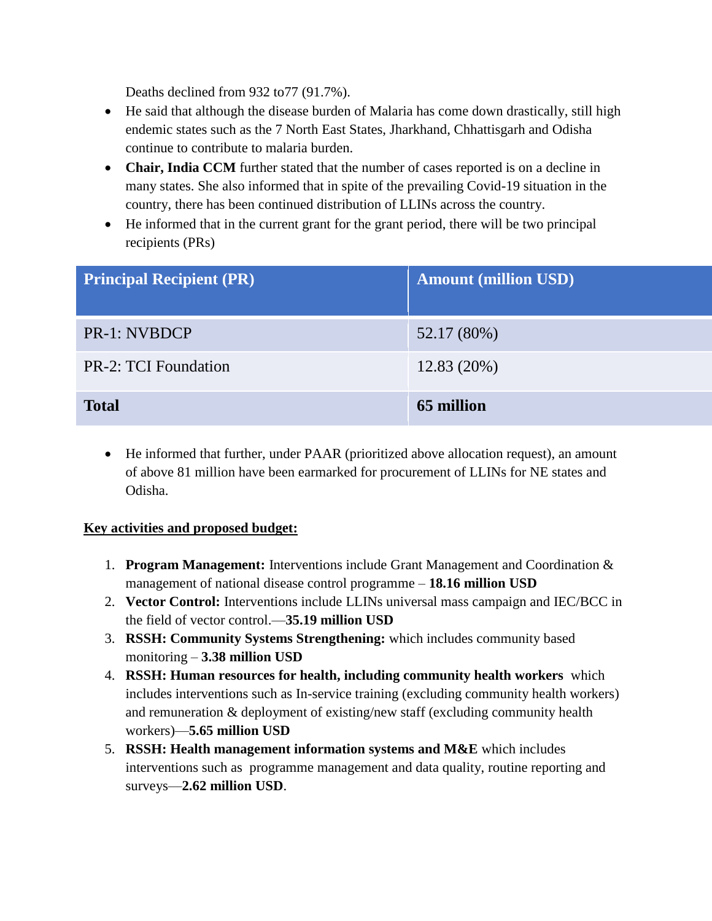Deaths declined from 932 to77 (91.7%).

- He said that although the disease burden of Malaria has come down drastically, still high endemic states such as the 7 North East States, Jharkhand, Chhattisgarh and Odisha continue to contribute to malaria burden.
- **Chair, India CCM** further stated that the number of cases reported is on a decline in many states. She also informed that in spite of the prevailing Covid-19 situation in the country, there has been continued distribution of LLINs across the country.
- He informed that in the current grant for the grant period, there will be two principal recipients (PRs)

| Principal Recipient (PR) | Amount (million USD) |
|---|---|
| PR-1: NVBDCP | 52.17 (80%) |
| PR-2: TCI Foundation | 12.83 (20%) |
| **Total** | **65 million** |

- He informed that further, under PAAR (prioritized above allocation request), an amount of above 81 million have been earmarked for procurement of LLINs for NE states and Odisha.

**<u>Key activities and proposed budget:</u>**

1. **Program Management:** Interventions include Grant Management and Coordination & management of national disease control programme – **18.16 million USD**
2. **Vector Control:** Interventions include LLINs universal mass campaign and IEC/BCC in the field of vector control.—**35.19 million USD**
3. **RSSH: Community Systems Strengthening:** which includes community based monitoring – **3.38 million USD**
4. **RSSH: Human resources for health, including community health workers** which includes interventions such as In-service training (excluding community health workers) and remuneration & deployment of existing/new staff (excluding community health workers)—**5.65 million USD**
5. **RSSH: Health management information systems and M&E** which includes interventions such as programme management and data quality, routine reporting and surveys—**2.62 million USD**.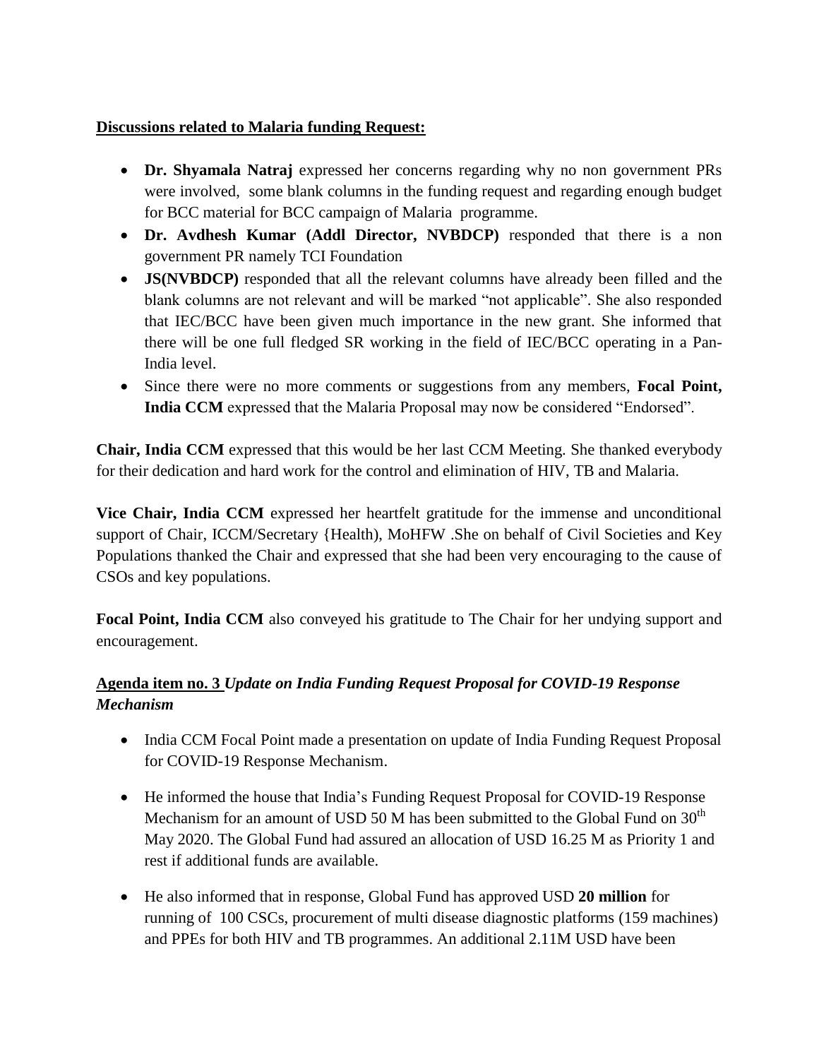**<u>Discussions related to Malaria funding Request:</u>**

- **Dr. Shyamala Natraj** expressed her concerns regarding why no non government PRs were involved, some blank columns in the funding request and regarding enough budget for BCC material for BCC campaign of Malaria programme.
- **Dr. Avdhesh Kumar (Addl Director, NVBDCP)** responded that there is a non government PR namely TCI Foundation
- **JS(NVBDCP)** responded that all the relevant columns have already been filled and the blank columns are not relevant and will be marked "not applicable". She also responded that IEC/BCC have been given much importance in the new grant. She informed that there will be one full fledged SR working in the field of IEC/BCC operating in a Pan-India level.
- Since there were no more comments or suggestions from any members, **Focal Point, India CCM** expressed that the Malaria Proposal may now be considered "Endorsed".

**Chair, India CCM** expressed that this would be her last CCM Meeting. She thanked everybody for their dedication and hard work for the control and elimination of HIV, TB and Malaria.

**Vice Chair, India CCM** expressed her heartfelt gratitude for the immense and unconditional support of Chair, ICCM/Secretary {Health), MoHFW .She on behalf of Civil Societies and Key Populations thanked the Chair and expressed that she had been very encouraging to the cause of CSOs and key populations.

**Focal Point, India CCM** also conveyed his gratitude to The Chair for her undying support and encouragement.

**<u>Agenda item no. 3</u>** ***Update on India Funding Request Proposal for COVID-19 Response Mechanism***

- India CCM Focal Point made a presentation on update of India Funding Request Proposal for COVID-19 Response Mechanism.
- He informed the house that India's Funding Request Proposal for COVID-19 Response Mechanism for an amount of USD 50 M has been submitted to the Global Fund on 30th May 2020. The Global Fund had assured an allocation of USD 16.25 M as Priority 1 and rest if additional funds are available.
- He also informed that in response, Global Fund has approved USD **20 million** for running of 100 CSCs, procurement of multi disease diagnostic platforms (159 machines) and PPEs for both HIV and TB programmes. An additional 2.11M USD have been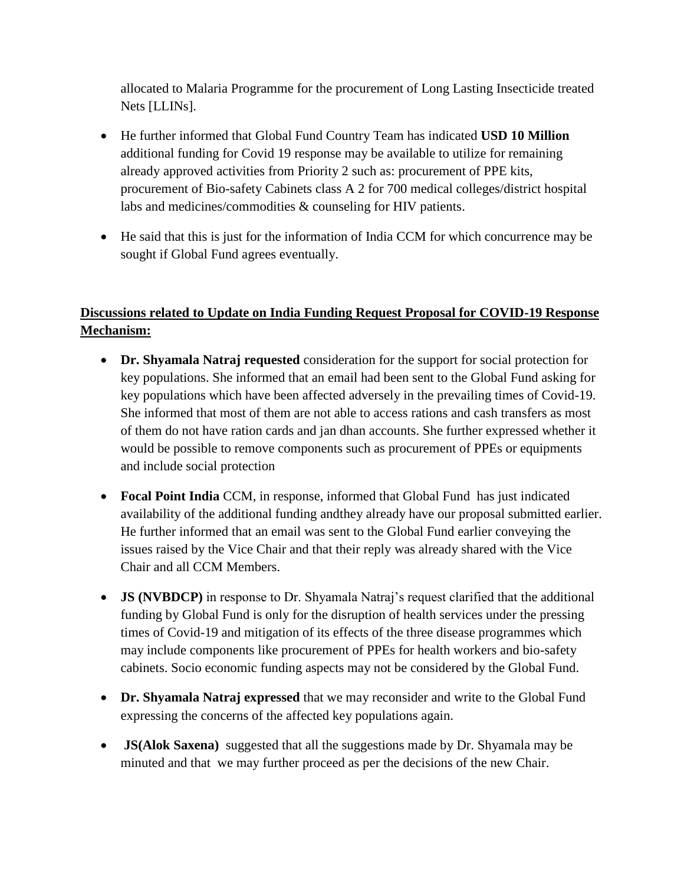allocated to Malaria Programme for the procurement of Long Lasting Insecticide treated Nets [LLINs].

- He further informed that Global Fund Country Team has indicated **USD 10 Million** additional funding for Covid 19 response may be available to utilize for remaining already approved activities from Priority 2 such as: procurement of PPE kits, procurement of Bio-safety Cabinets class A 2 for 700 medical colleges/district hospital labs and medicines/commodities & counseling for HIV patients.
- He said that this is just for the information of India CCM for which concurrence may be sought if Global Fund agrees eventually.

**<u>Discussions related to Update on India Funding Request Proposal for COVID-19 Response Mechanism:</u>**

- **Dr. Shyamala Natraj requested** consideration for the support for social protection for key populations. She informed that an email had been sent to the Global Fund asking for key populations which have been affected adversely in the prevailing times of Covid-19. She informed that most of them are not able to access rations and cash transfers as most of them do not have ration cards and jan dhan accounts. She further expressed whether it would be possible to remove components such as procurement of PPEs or equipments and include social protection
- **Focal Point India** CCM, in response, informed that Global Fund has just indicated availability of the additional funding andthey already have our proposal submitted earlier. He further informed that an email was sent to the Global Fund earlier conveying the issues raised by the Vice Chair and that their reply was already shared with the Vice Chair and all CCM Members.
- **JS (NVBDCP)** in response to Dr. Shyamala Natraj's request clarified that the additional funding by Global Fund is only for the disruption of health services under the pressing times of Covid-19 and mitigation of its effects of the three disease programmes which may include components like procurement of PPEs for health workers and bio-safety cabinets. Socio economic funding aspects may not be considered by the Global Fund.
- **Dr. Shyamala Natraj expressed** that we may reconsider and write to the Global Fund expressing the concerns of the affected key populations again.
- **JS(Alok Saxena)** suggested that all the suggestions made by Dr. Shyamala may be minuted and that we may further proceed as per the decisions of the new Chair.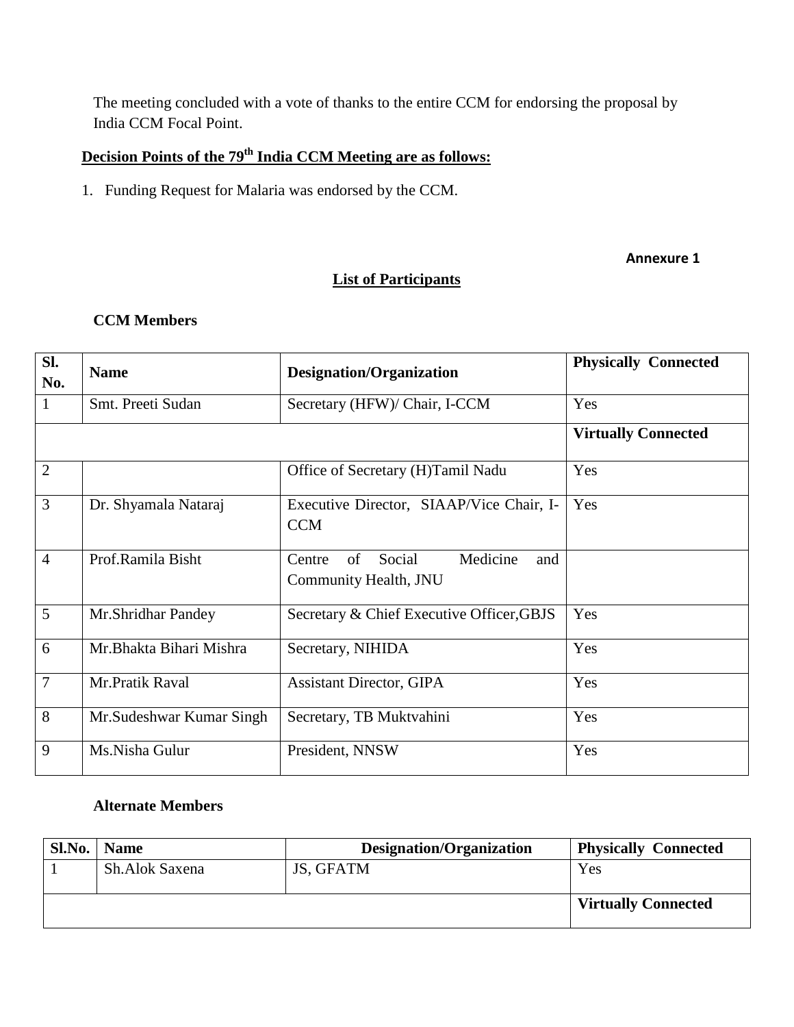The meeting concluded with a vote of thanks to the entire CCM for endorsing the proposal by India CCM Focal Point.

## Decision Points of the 79th India CCM Meeting are as follows:

1. Funding Request for Malaria was endorsed by the CCM.

**Annexure 1**

## List of Participants

**CCM Members**

| Sl. No. | Name | Designation/Organization | Physically Connected |
|---|---|---|---|
| 1 | Smt. Preeti Sudan | Secretary (HFW)/ Chair, I-CCM | Yes |
| | | | **Virtually Connected** |
| 2 | | Office of Secretary (H)Tamil Nadu | Yes |
| 3 | Dr. Shyamala Nataraj | Executive Director, SIAAP/Vice Chair, I-CCM | Yes |
| 4 | Prof.Ramila Bisht | Centre of Social Medicine and Community Health, JNU | |
| 5 | Mr.Shridhar Pandey | Secretary & Chief Executive Officer,GBJS | Yes |
| 6 | Mr.Bhakta Bihari Mishra | Secretary, NIHIDA | Yes |
| 7 | Mr.Pratik Raval | Assistant Director, GIPA | Yes |
| 8 | Mr.Sudeshwar Kumar Singh | Secretary, TB Muktvahini | Yes |
| 9 | Ms.Nisha Gulur | President, NNSW | Yes |

**Alternate Members**

| Sl.No. | Name | Designation/Organization | Physically Connected |
|---|---|---|---|
| 1 | Sh.Alok Saxena | JS, GFATM | Yes |
| | | | **Virtually Connected** |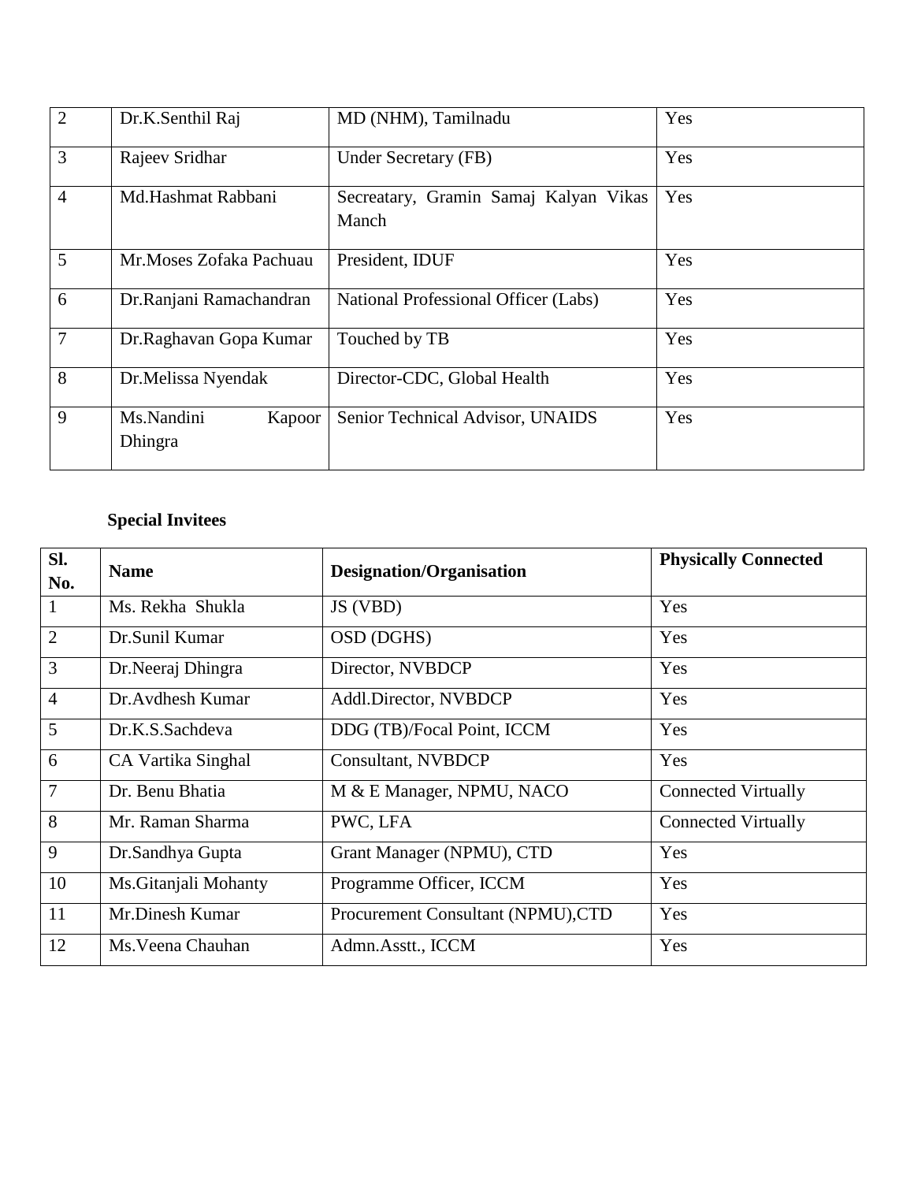| | | | |
|---|---|---|---|
| 2 | Dr.K.Senthil Raj | MD (NHM), Tamilnadu | Yes |
| 3 | Rajeev Sridhar | Under Secretary (FB) | Yes |
| 4 | Md.Hashmat Rabbani | Secreatary, Gramin Samaj Kalyan Vikas Manch | Yes |
| 5 | Mr.Moses Zofaka Pachuau | President, IDUF | Yes |
| 6 | Dr.Ranjani Ramachandran | National Professional Officer (Labs) | Yes |
| 7 | Dr.Raghavan Gopa Kumar | Touched by TB | Yes |
| 8 | Dr.Melissa Nyendak | Director-CDC, Global Health | Yes |
| 9 | Ms.Nandini Kapoor Dhingra | Senior Technical Advisor, UNAIDS | Yes |

**Special Invitees**

| Sl. No. | Name | Designation/Organisation | Physically Connected |
|---|---|---|---|
| 1 | Ms. Rekha Shukla | JS (VBD) | Yes |
| 2 | Dr.Sunil Kumar | OSD (DGHS) | Yes |
| 3 | Dr.Neeraj Dhingra | Director, NVBDCP | Yes |
| 4 | Dr.Avdhesh Kumar | Addl.Director, NVBDCP | Yes |
| 5 | Dr.K.S.Sachdeva | DDG (TB)/Focal Point, ICCM | Yes |
| 6 | CA Vartika Singhal | Consultant, NVBDCP | Yes |
| 7 | Dr. Benu Bhatia | M & E Manager, NPMU, NACO | Connected Virtually |
| 8 | Mr. Raman Sharma | PWC, LFA | Connected Virtually |
| 9 | Dr.Sandhya Gupta | Grant Manager (NPMU), CTD | Yes |
| 10 | Ms.Gitanjali Mohanty | Programme Officer, ICCM | Yes |
| 11 | Mr.Dinesh Kumar | Procurement Consultant (NPMU),CTD | Yes |
| 12 | Ms.Veena Chauhan | Admn.Asstt., ICCM | Yes |